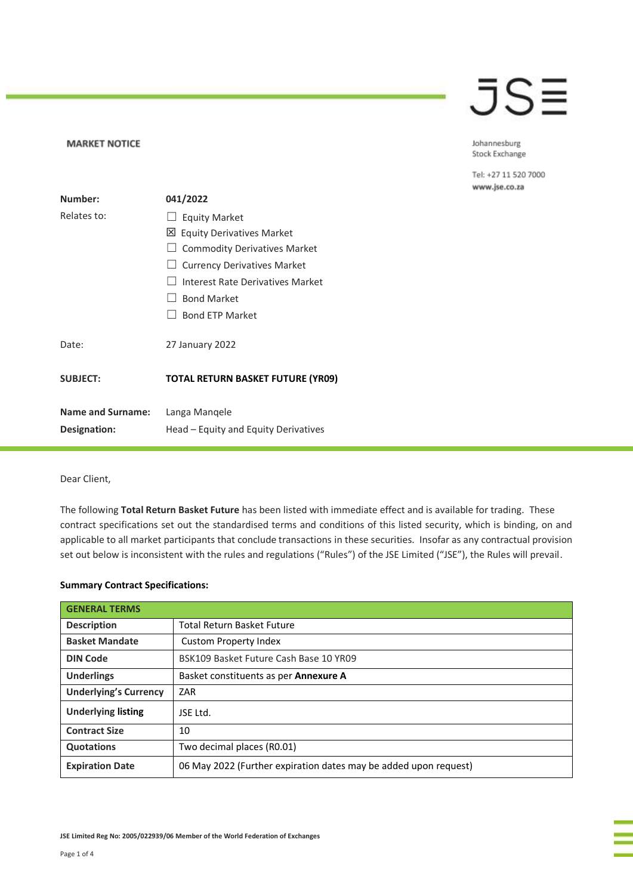**MARKET NOTICE**

Johannesburg Stock Exchange

Tel: +27 11 520 7000
www.jse.co.za

| | |
|---|---|
| **Number:** | **041/2022** |
| Relates to: | ☐ Equity Market<br>☒ Equity Derivatives Market<br>☐ Commodity Derivatives Market<br>☐ Currency Derivatives Market<br>☐ Interest Rate Derivatives Market<br>☐ Bond Market<br>☐ Bond ETP Market |
| Date: | 27 January 2022 |
| **SUBJECT:** | **TOTAL RETURN BASKET FUTURE (YR09)** |
| **Name and Surname:** | Langa Manqele |
| **Designation:** | Head – Equity and Equity Derivatives |

Dear Client,

The following **Total Return Basket Future** has been listed with immediate effect and is available for trading. These contract specifications set out the standardised terms and conditions of this listed security, which is binding, on and applicable to all market participants that conclude transactions in these securities. Insofar as any contractual provision set out below is inconsistent with the rules and regulations ("Rules") of the JSE Limited ("JSE"), the Rules will prevail.

**Summary Contract Specifications:**

| **GENERAL TERMS** | |
|---|---|
| **Description** | Total Return Basket Future |
| **Basket Mandate** | Custom Property Index |
| **DIN Code** | BSK109 Basket Future Cash Base 10 YR09 |
| **Underlings** | Basket constituents as per **Annexure A** |
| **Underlying's Currency** | ZAR |
| **Underlying listing** | JSE Ltd. |
| **Contract Size** | 10 |
| **Quotations** | Two decimal places (R0.01) |
| **Expiration Date** | 06 May 2022 (Further expiration dates may be added upon request) |

JSE Limited Reg No: 2005/022939/06 Member of the World Federation of Exchanges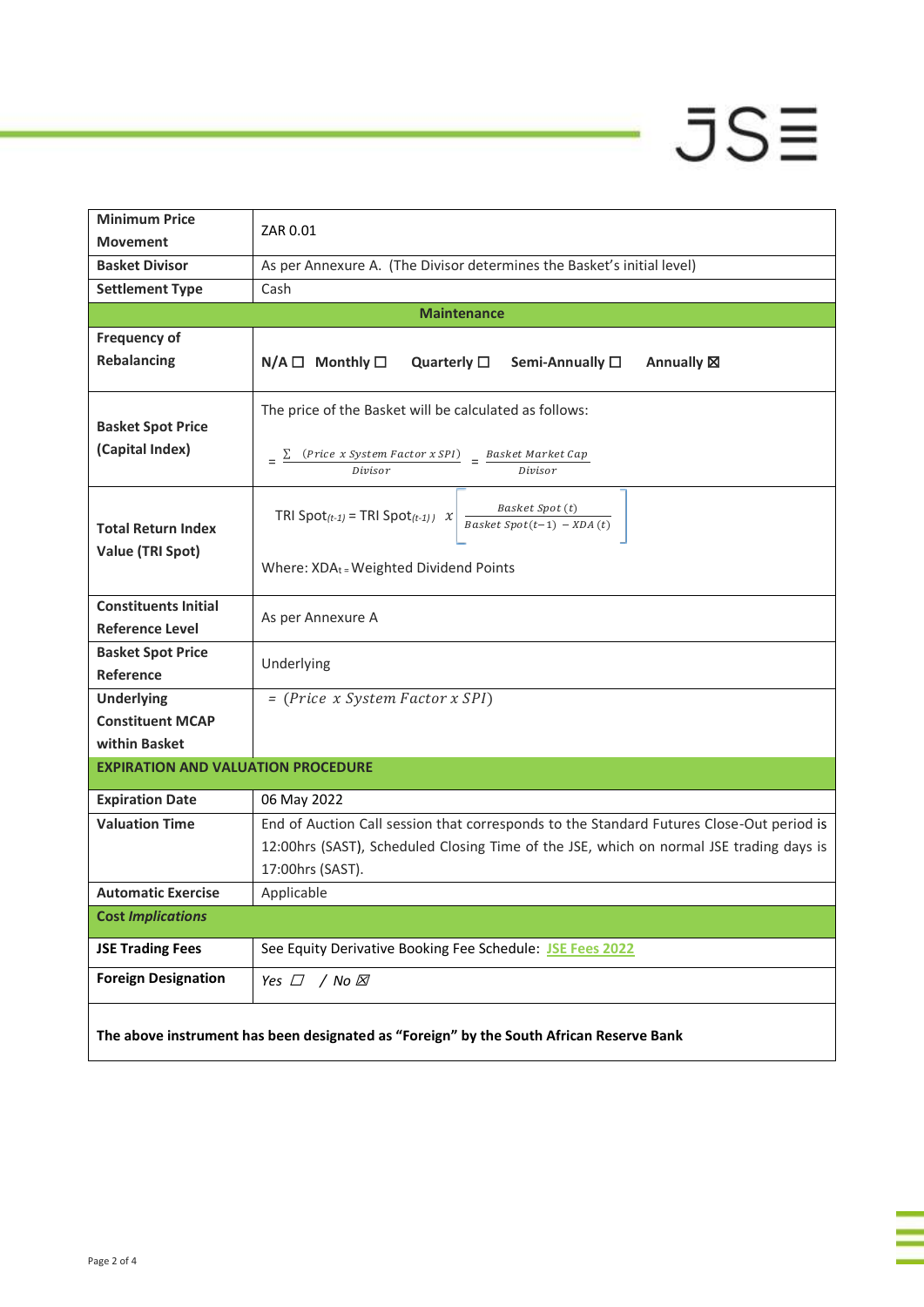| | |
|---|---|
| **Minimum Price Movement** | ZAR 0.01 |
| **Basket Divisor** | As per Annexure A. (The Divisor determines the Basket's initial level) |
| **Settlement Type** | Cash |
| **Maintenance** | |
| **Frequency of Rebalancing** | **N/A** ☐ **Monthly** ☐ **Quarterly** ☐ **Semi-Annually** ☐ **Annually** ☒ |
| **Basket Spot Price (Capital Index)** | The price of the Basket will be calculated as follows: $= \frac{\sum (Price\ x\ System\ Factor\ x\ SPI)}{Divisor} = \frac{Basket\ Market\ Cap}{Divisor}$ |
| **Total Return Index Value (TRI Spot)** | TRI Spot$_{(t-1)}$ = TRI Spot$_{(t-1))}$ $x \left[ \frac{Basket\ Spot\ (t)}{Basket\ Spot(t-1)\ -\ XDA\ (t)} \right]$ Where: XDA$_{t}$ = Weighted Dividend Points |
| **Constituents Initial Reference Level** | As per Annexure A |
| **Basket Spot Price Reference** | Underlying |
| **Underlying Constituent MCAP within Basket** | $= (Price\ x\ System\ Factor\ x\ SPI)$ |
| **EXPIRATION AND VALUATION PROCEDURE** | |
| **Expiration Date** | 06 May 2022 |
| **Valuation Time** | End of Auction Call session that corresponds to the Standard Futures Close-Out period is 12:00hrs (SAST), Scheduled Closing Time of the JSE, which on normal JSE trading days is 17:00hrs (SAST). |
| **Automatic Exercise** | Applicable |
| **Cost *Implications*** | |
| **JSE Trading Fees** | See Equity Derivative Booking Fee Schedule: JSE Fees 2022 |
| **Foreign Designation** | *Yes* ☐ */ No* ☒ |
| **The above instrument has been designated as "Foreign" by the South African Reserve Bank** | |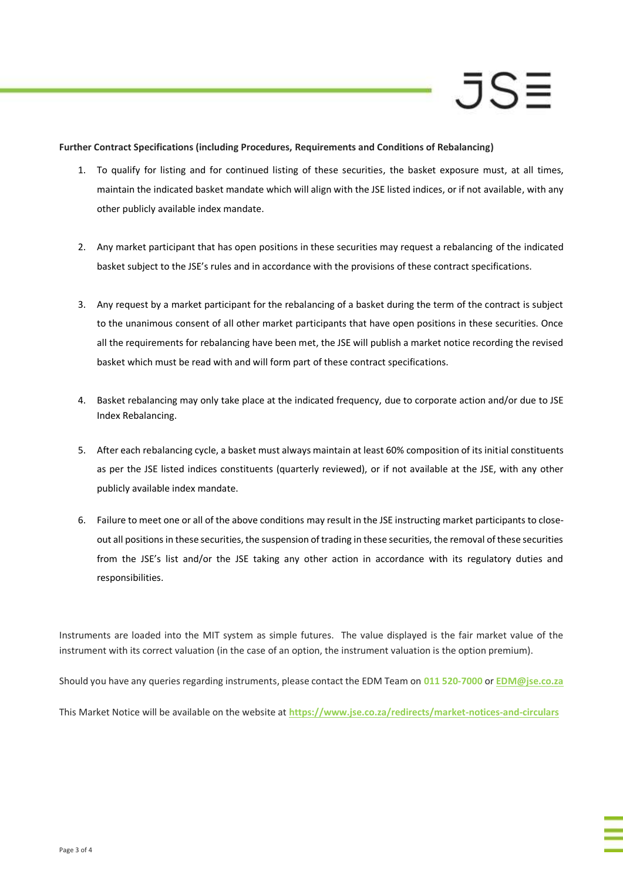**Further Contract Specifications (including Procedures, Requirements and Conditions of Rebalancing)**

1. To qualify for listing and for continued listing of these securities, the basket exposure must, at all times, maintain the indicated basket mandate which will align with the JSE listed indices, or if not available, with any other publicly available index mandate.

2. Any market participant that has open positions in these securities may request a rebalancing of the indicated basket subject to the JSE's rules and in accordance with the provisions of these contract specifications.

3. Any request by a market participant for the rebalancing of a basket during the term of the contract is subject to the unanimous consent of all other market participants that have open positions in these securities. Once all the requirements for rebalancing have been met, the JSE will publish a market notice recording the revised basket which must be read with and will form part of these contract specifications.

4. Basket rebalancing may only take place at the indicated frequency, due to corporate action and/or due to JSE Index Rebalancing.

5. After each rebalancing cycle, a basket must always maintain at least 60% composition of its initial constituents as per the JSE listed indices constituents (quarterly reviewed), or if not available at the JSE, with any other publicly available index mandate.

6. Failure to meet one or all of the above conditions may result in the JSE instructing market participants to close-out all positions in these securities, the suspension of trading in these securities, the removal of these securities from the JSE's list and/or the JSE taking any other action in accordance with its regulatory duties and responsibilities.

Instruments are loaded into the MIT system as simple futures. The value displayed is the fair market value of the instrument with its correct valuation (in the case of an option, the instrument valuation is the option premium).

Should you have any queries regarding instruments, please contact the EDM Team on **011 520-7000** or **EDM@jse.co.za**

This Market Notice will be available on the website at **https://www.jse.co.za/redirects/market-notices-and-circulars**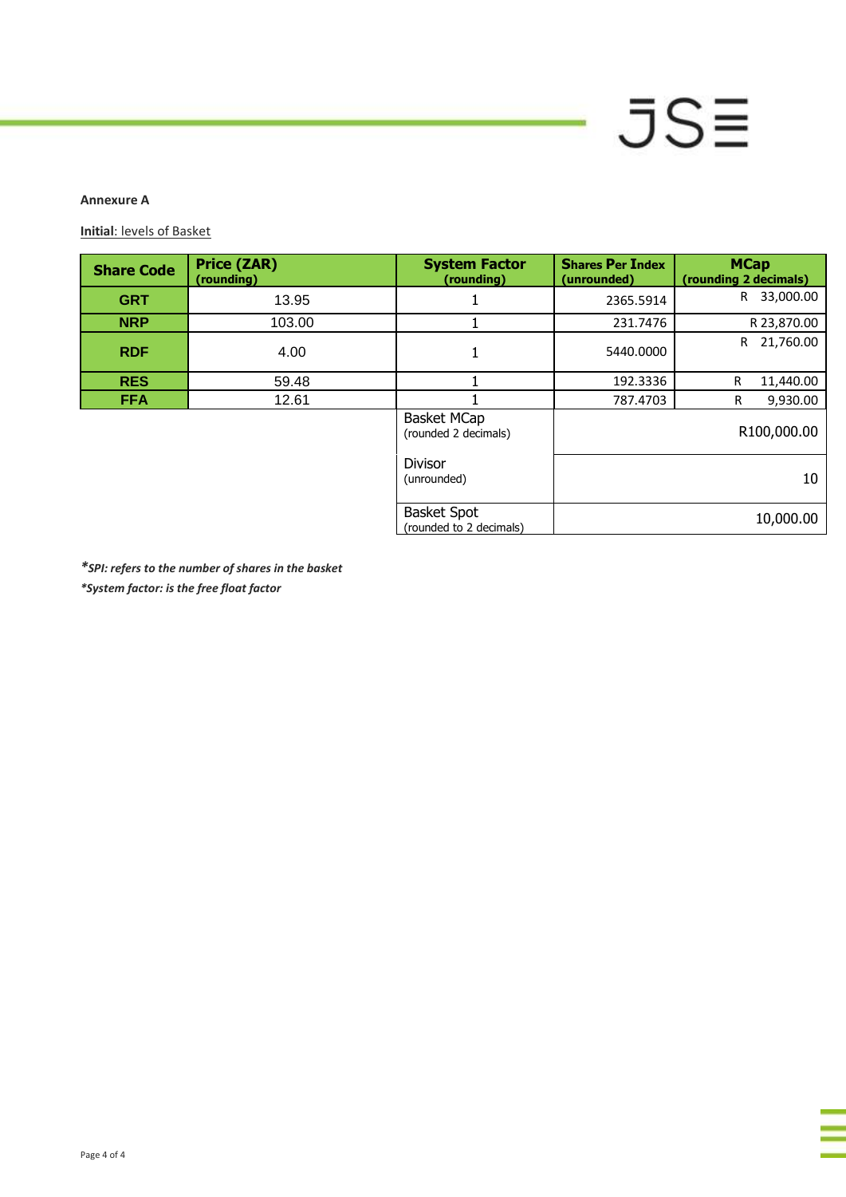**Annexure A**

**Initial**: levels of Basket

| Share Code | Price (ZAR) (rounding) | System Factor (rounding) | Shares Per Index (unrounded) | MCap (rounding 2 decimals) |
|---|---|---|---|---|
| GRT | 13.95 | 1 | 2365.5914 | R 33,000.00 |
| NRP | 103.00 | 1 | 231.7476 | R 23,870.00 |
| RDF | 4.00 | 1 | 5440.0000 | R 21,760.00 |
| RES | 59.48 | 1 | 192.3336 | R 11,440.00 |
| FFA | 12.61 | 1 | 787.4703 | R 9,930.00 |
| | | Basket MCap (rounded 2 decimals) | | R100,000.00 |
| | | Divisor (unrounded) | | 10 |
| | | Basket Spot (rounded to 2 decimals) | | 10,000.00 |

****SPI: refers to the number of shares in the basket***

***System factor: is the free float factor***